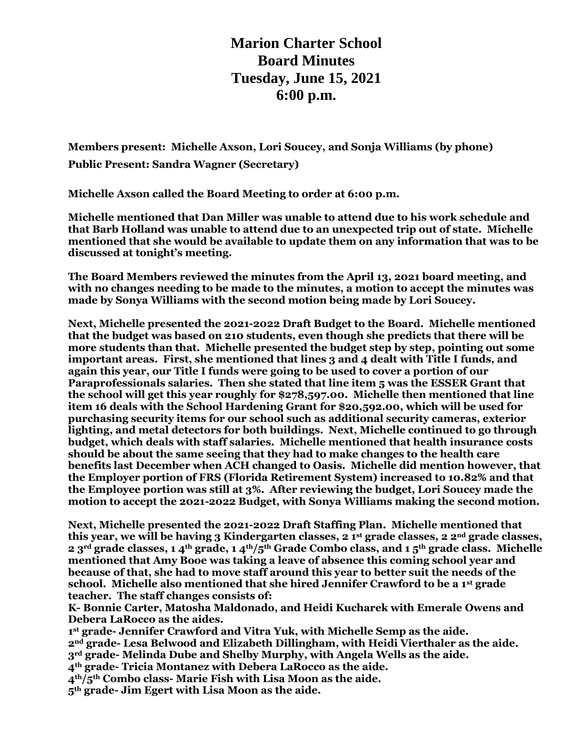# Marion Charter School
# Board Minutes
# Tuesday, June 15, 2021
# 6:00 p.m.

**Members present: Michelle Axson, Lori Soucey, and Sonja Williams (by phone)**

**Public Present: Sandra Wagner (Secretary)**

**Michelle Axson called the Board Meeting to order at 6:00 p.m.**

**Michelle mentioned that Dan Miller was unable to attend due to his work schedule and that Barb Holland was unable to attend due to an unexpected trip out of state. Michelle mentioned that she would be available to update them on any information that was to be discussed at tonight's meeting.**

**The Board Members reviewed the minutes from the April 13, 2021 board meeting, and with no changes needing to be made to the minutes, a motion to accept the minutes was made by Sonya Williams with the second motion being made by Lori Soucey.**

**Next, Michelle presented the 2021-2022 Draft Budget to the Board. Michelle mentioned that the budget was based on 210 students, even though she predicts that there will be more students than that. Michelle presented the budget step by step, pointing out some important areas. First, she mentioned that lines 3 and 4 dealt with Title I funds, and again this year, our Title I funds were going to be used to cover a portion of our Paraprofessionals salaries. Then she stated that line item 5 was the ESSER Grant that the school will get this year roughly for $278,597.00. Michelle then mentioned that line item 16 deals with the School Hardening Grant for $20,592.00, which will be used for purchasing security items for our school such as additional security cameras, exterior lighting, and metal detectors for both buildings. Next, Michelle continued to go through budget, which deals with staff salaries. Michelle mentioned that health insurance costs should be about the same seeing that they had to make changes to the health care benefits last December when ACH changed to Oasis. Michelle did mention however, that the Employer portion of FRS (Florida Retirement System) increased to 10.82% and that the Employee portion was still at 3%. After reviewing the budget, Lori Soucey made the motion to accept the 2021-2022 Budget, with Sonya Williams making the second motion.**

**Next, Michelle presented the 2021-2022 Draft Staffing Plan. Michelle mentioned that this year, we will be having 3 Kindergarten classes, 2 1st grade classes, 2 2nd grade classes, 2 3rd grade classes, 1 4th grade, 1 4th/5th Grade Combo class, and 1 5th grade class. Michelle mentioned that Amy Booe was taking a leave of absence this coming school year and because of that, she had to move staff around this year to better suit the needs of the school. Michelle also mentioned that she hired Jennifer Crawford to be a 1st grade teacher. The staff changes consists of:**

**K- Bonnie Carter, Matosha Maldonado, and Heidi Kucharek with Emerale Owens and Debera LaRocco as the aides.**
**1st grade- Jennifer Crawford and Vitra Yuk, with Michelle Semp as the aide.**
**2nd grade- Lesa Belwood and Elizabeth Dillingham, with Heidi Vierthaler as the aide.**
**3rd grade- Melinda Dube and Shelby Murphy, with Angela Wells as the aide.**
**4th grade- Tricia Montanez with Debera LaRocco as the aide.**
**4th/5th Combo class- Marie Fish with Lisa Moon as the aide.**
**5th grade- Jim Egert with Lisa Moon as the aide.**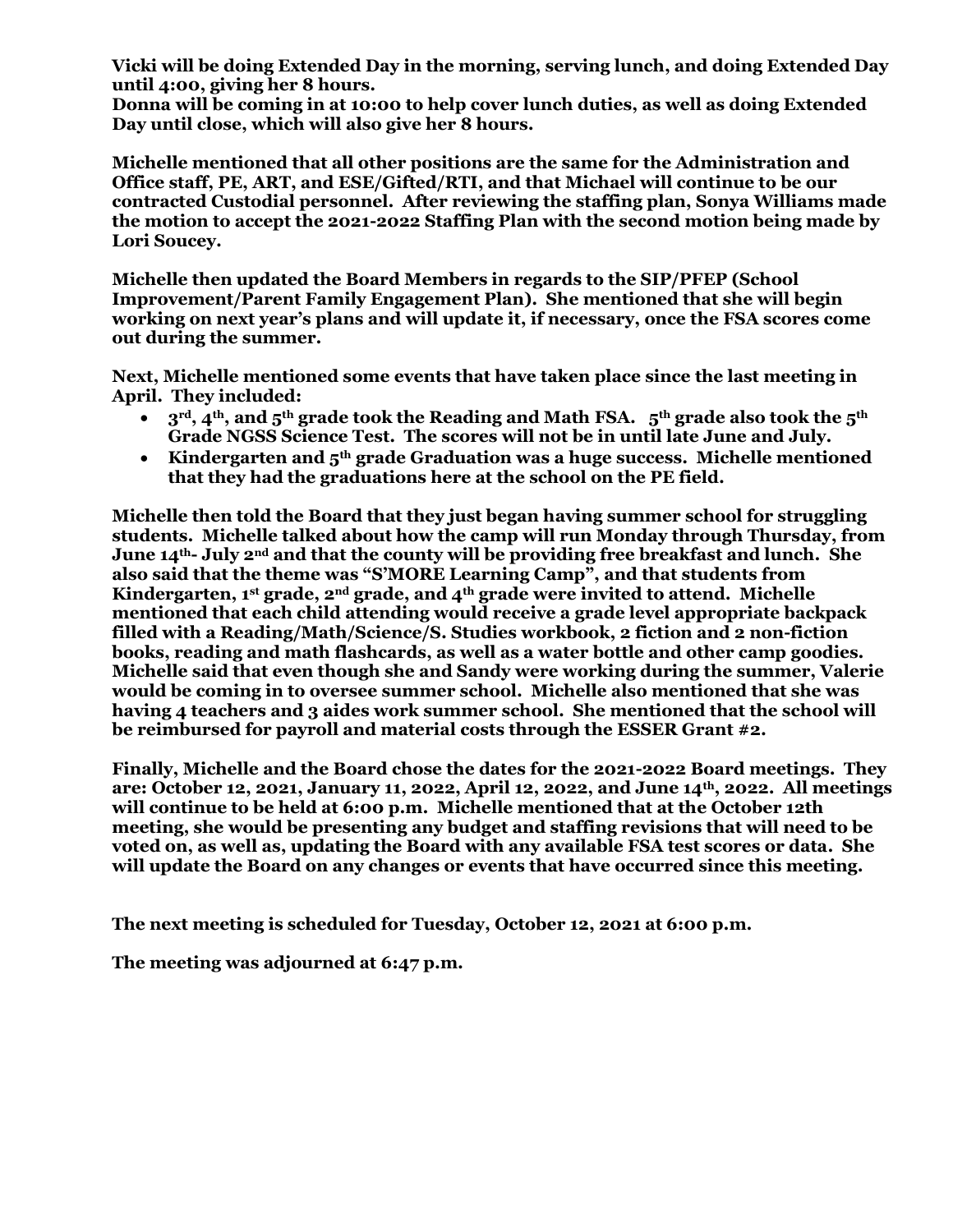**Vicki will be doing Extended Day in the morning, serving lunch, and doing Extended Day until 4:00, giving her 8 hours.**
**Donna will be coming in at 10:00 to help cover lunch duties, as well as doing Extended Day until close, which will also give her 8 hours.**

**Michelle mentioned that all other positions are the same for the Administration and Office staff, PE, ART, and ESE/Gifted/RTI, and that Michael will continue to be our contracted Custodial personnel. After reviewing the staffing plan, Sonya Williams made the motion to accept the 2021-2022 Staffing Plan with the second motion being made by Lori Soucey.**

**Michelle then updated the Board Members in regards to the SIP/PFEP (School Improvement/Parent Family Engagement Plan). She mentioned that she will begin working on next year's plans and will update it, if necessary, once the FSA scores come out during the summer.**

**Next, Michelle mentioned some events that have taken place since the last meeting in April. They included:**

- **3rd, 4th, and 5th grade took the Reading and Math FSA. 5th grade also took the 5th Grade NGSS Science Test. The scores will not be in until late June and July.**
- **Kindergarten and 5th grade Graduation was a huge success. Michelle mentioned that they had the graduations here at the school on the PE field.**

**Michelle then told the Board that they just began having summer school for struggling students. Michelle talked about how the camp will run Monday through Thursday, from June 14th- July 2nd and that the county will be providing free breakfast and lunch. She also said that the theme was "S'MORE Learning Camp", and that students from Kindergarten, 1st grade, 2nd grade, and 4th grade were invited to attend. Michelle mentioned that each child attending would receive a grade level appropriate backpack filled with a Reading/Math/Science/S. Studies workbook, 2 fiction and 2 non-fiction books, reading and math flashcards, as well as a water bottle and other camp goodies. Michelle said that even though she and Sandy were working during the summer, Valerie would be coming in to oversee summer school. Michelle also mentioned that she was having 4 teachers and 3 aides work summer school. She mentioned that the school will be reimbursed for payroll and material costs through the ESSER Grant #2.**

**Finally, Michelle and the Board chose the dates for the 2021-2022 Board meetings. They are: October 12, 2021, January 11, 2022, April 12, 2022, and June 14th, 2022. All meetings will continue to be held at 6:00 p.m. Michelle mentioned that at the October 12th meeting, she would be presenting any budget and staffing revisions that will need to be voted on, as well as, updating the Board with any available FSA test scores or data. She will update the Board on any changes or events that have occurred since this meeting.**

**The next meeting is scheduled for Tuesday, October 12, 2021 at 6:00 p.m.**

**The meeting was adjourned at 6:47 p.m.**